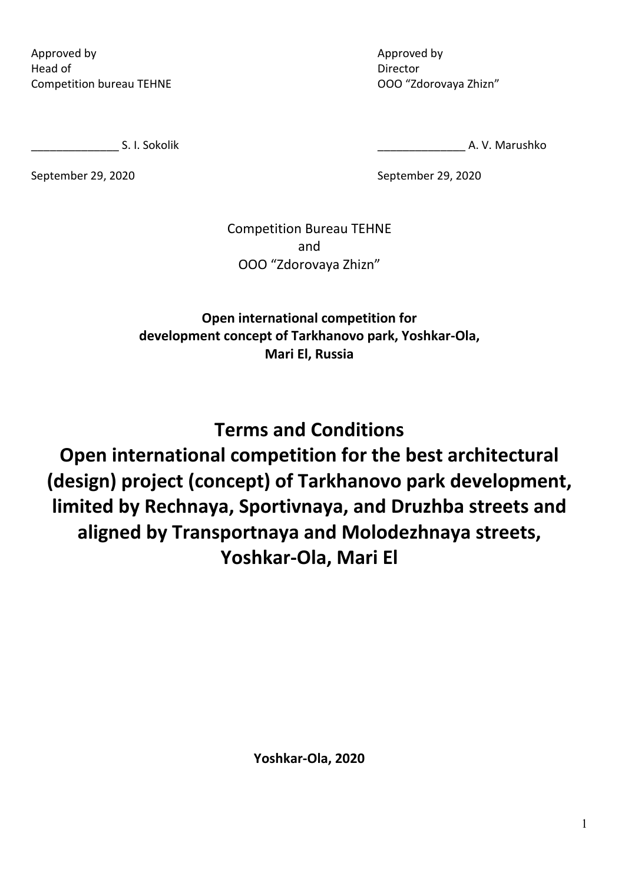| Approved by<br>Head of<br>Competition bureau TEHNE | Approved by<br>Director<br>OOO “Zdorovaya Zhizn” |
| --- | --- |
| ______________ S. I. Sokolik | ______________ A. V. Marushko |
| September 29, 2020 | September 29, 2020 |

Competition Bureau TEHNE
and
OOO “Zdorovaya Zhizn”

**Open international competition for development concept of Tarkhanovo park, Yoshkar-Ola, Mari El, Russia**

# Terms and Conditions
# Open international competition for the best architectural (design) project (concept) of Tarkhanovo park development, limited by Rechnaya, Sportivnaya, and Druzhba streets and aligned by Transportnaya and Molodezhnaya streets, Yoshkar-Ola, Mari El

**Yoshkar-Ola, 2020**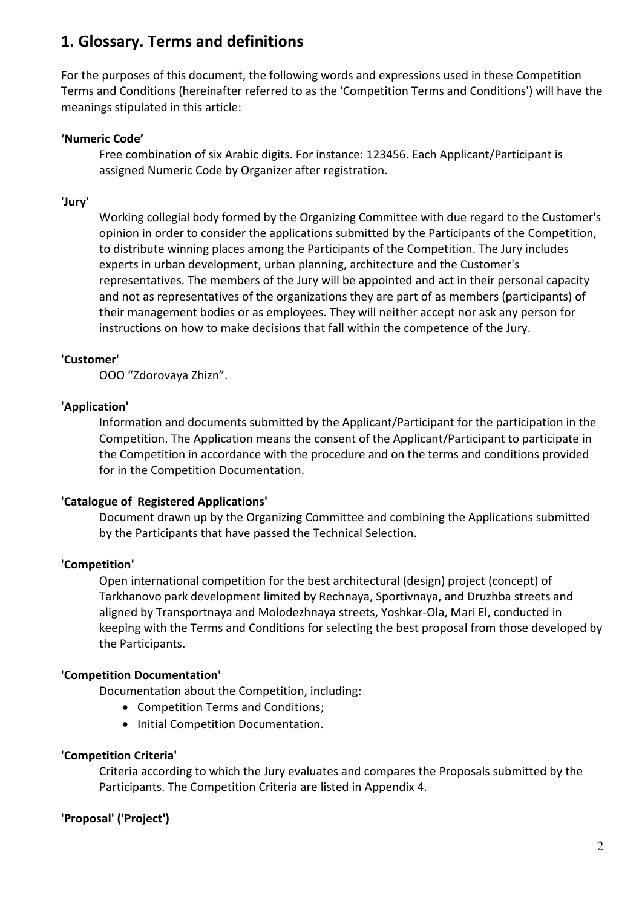## 1. Glossary. Terms and definitions

For the purposes of this document, the following words and expressions used in these Competition Terms and Conditions (hereinafter referred to as the 'Competition Terms and Conditions') will have the meanings stipulated in this article:

**'Numeric Code'**

Free combination of six Arabic digits. For instance: 123456. Each Applicant/Participant is assigned Numeric Code by Organizer after registration.

**'Jury'**

Working collegial body formed by the Organizing Committee with due regard to the Customer's opinion in order to consider the applications submitted by the Participants of the Competition, to distribute winning places among the Participants of the Competition. The Jury includes experts in urban development, urban planning, architecture and the Customer's representatives. The members of the Jury will be appointed and act in their personal capacity and not as representatives of the organizations they are part of as members (participants) of their management bodies or as employees. They will neither accept nor ask any person for instructions on how to make decisions that fall within the competence of the Jury.

**'Customer'**

OOO "Zdorovaya Zhizn".

**'Application'**

Information and documents submitted by the Applicant/Participant for the participation in the Competition. The Application means the consent of the Applicant/Participant to participate in the Competition in accordance with the procedure and on the terms and conditions provided for in the Competition Documentation.

**'Catalogue of Registered Applications'**

Document drawn up by the Organizing Committee and combining the Applications submitted by the Participants that have passed the Technical Selection.

**'Competition'**

Open international competition for the best architectural (design) project (concept) of Tarkhanovo park development limited by Rechnaya, Sportivnaya, and Druzhba streets and aligned by Transportnaya and Molodezhnaya streets, Yoshkar-Ola, Mari El, conducted in keeping with the Terms and Conditions for selecting the best proposal from those developed by the Participants.

**'Competition Documentation'**

Documentation about the Competition, including:

- Competition Terms and Conditions;
- Initial Competition Documentation.

**'Competition Criteria'**

Criteria according to which the Jury evaluates and compares the Proposals submitted by the Participants. The Competition Criteria are listed in Appendix 4.

**'Proposal' ('Project')**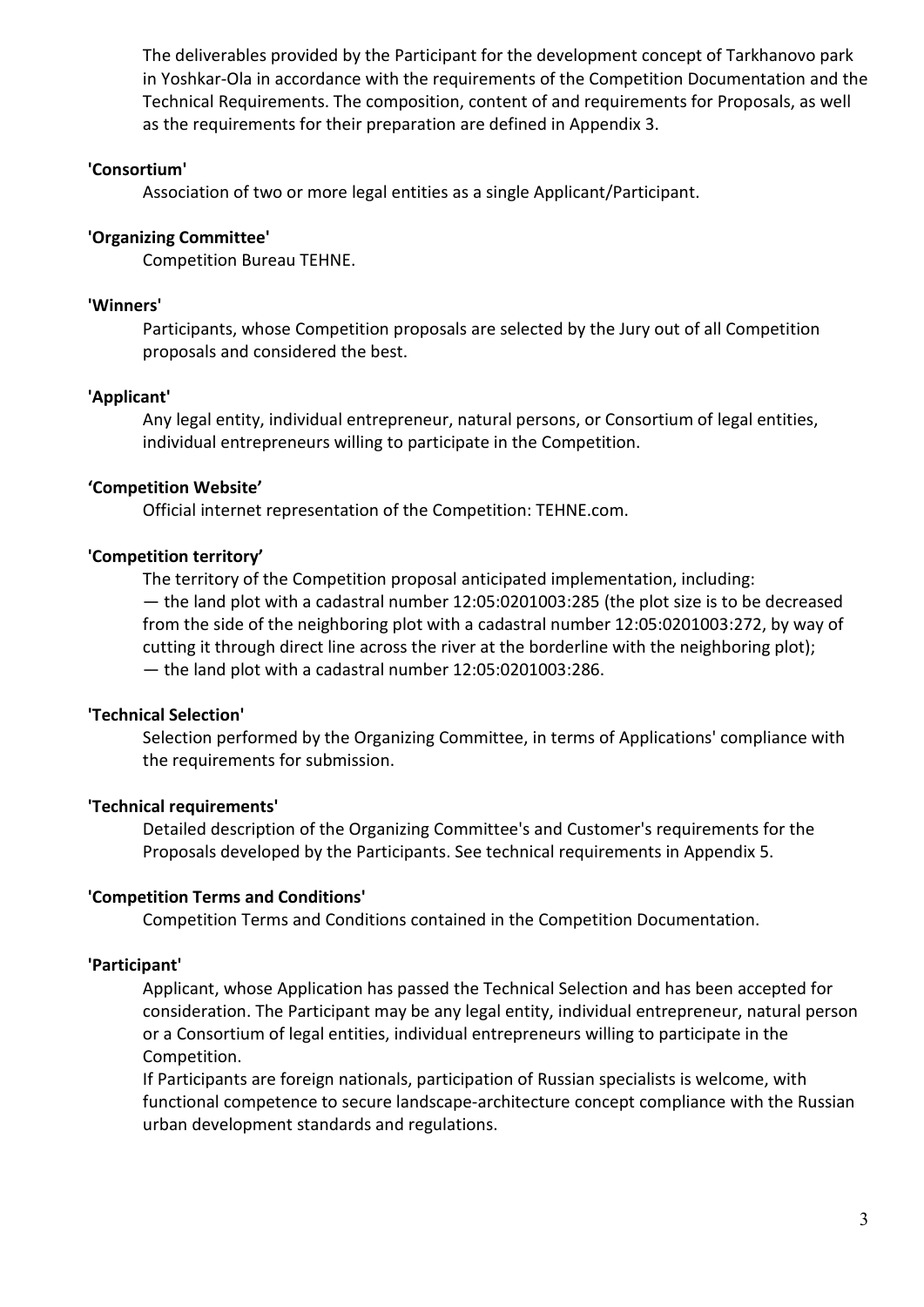The deliverables provided by the Participant for the development concept of Tarkhanovo park in Yoshkar-Ola in accordance with the requirements of the Competition Documentation and the Technical Requirements. The composition, content of and requirements for Proposals, as well as the requirements for their preparation are defined in Appendix 3.

**'Consortium'**

Association of two or more legal entities as a single Applicant/Participant.

**'Organizing Committee'**

Competition Bureau TEHNE.

**'Winners'**

Participants, whose Competition proposals are selected by the Jury out of all Competition proposals and considered the best.

**'Applicant'**

Any legal entity, individual entrepreneur, natural persons, or Consortium of legal entities, individual entrepreneurs willing to participate in the Competition.

**'Competition Website'**

Official internet representation of the Competition: TEHNE.com.

**'Competition territory'**

The territory of the Competition proposal anticipated implementation, including:
— the land plot with a cadastral number 12:05:0201003:285 (the plot size is to be decreased from the side of the neighboring plot with a cadastral number 12:05:0201003:272, by way of cutting it through direct line across the river at the borderline with the neighboring plot);
— the land plot with a cadastral number 12:05:0201003:286.

**'Technical Selection'**

Selection performed by the Organizing Committee, in terms of Applications' compliance with the requirements for submission.

**'Technical requirements'**

Detailed description of the Organizing Committee's and Customer's requirements for the Proposals developed by the Participants. See technical requirements in Appendix 5.

**'Competition Terms and Conditions'**

Competition Terms and Conditions contained in the Competition Documentation.

**'Participant'**

Applicant, whose Application has passed the Technical Selection and has been accepted for consideration. The Participant may be any legal entity, individual entrepreneur, natural person or a Consortium of legal entities, individual entrepreneurs willing to participate in the Competition.
If Participants are foreign nationals, participation of Russian specialists is welcome, with functional competence to secure landscape-architecture concept compliance with the Russian urban development standards and regulations.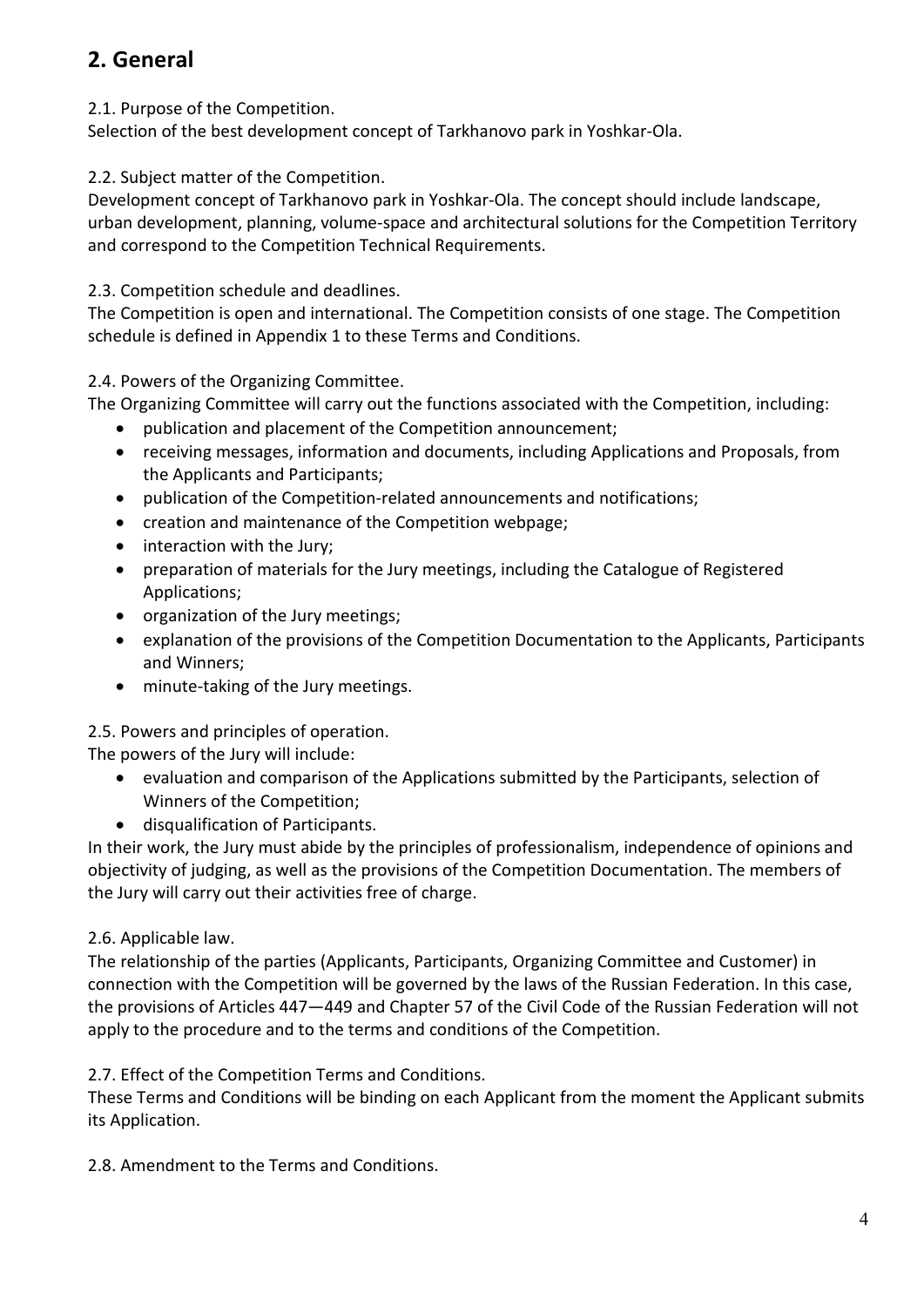## 2. General

2.1. Purpose of the Competition.
Selection of the best development concept of Tarkhanovo park in Yoshkar-Ola.

2.2. Subject matter of the Competition.
Development concept of Tarkhanovo park in Yoshkar-Ola. The concept should include landscape, urban development, planning, volume-space and architectural solutions for the Competition Territory and correspond to the Competition Technical Requirements.

2.3. Competition schedule and deadlines.
The Competition is open and international. The Competition consists of one stage. The Competition schedule is defined in Appendix 1 to these Terms and Conditions.

2.4. Powers of the Organizing Committee.
The Organizing Committee will carry out the functions associated with the Competition, including:

- publication and placement of the Competition announcement;
- receiving messages, information and documents, including Applications and Proposals, from the Applicants and Participants;
- publication of the Competition-related announcements and notifications;
- creation and maintenance of the Competition webpage;
- interaction with the Jury;
- preparation of materials for the Jury meetings, including the Catalogue of Registered Applications;
- organization of the Jury meetings;
- explanation of the provisions of the Competition Documentation to the Applicants, Participants and Winners;
- minute-taking of the Jury meetings.

2.5. Powers and principles of operation.
The powers of the Jury will include:

- evaluation and comparison of the Applications submitted by the Participants, selection of Winners of the Competition;
- disqualification of Participants.

In their work, the Jury must abide by the principles of professionalism, independence of opinions and objectivity of judging, as well as the provisions of the Competition Documentation. The members of the Jury will carry out their activities free of charge.

2.6. Applicable law.
The relationship of the parties (Applicants, Participants, Organizing Committee and Customer) in connection with the Competition will be governed by the laws of the Russian Federation. In this case, the provisions of Articles 447—449 and Chapter 57 of the Civil Code of the Russian Federation will not apply to the procedure and to the terms and conditions of the Competition.

2.7. Effect of the Competition Terms and Conditions.
These Terms and Conditions will be binding on each Applicant from the moment the Applicant submits its Application.

2.8. Amendment to the Terms and Conditions.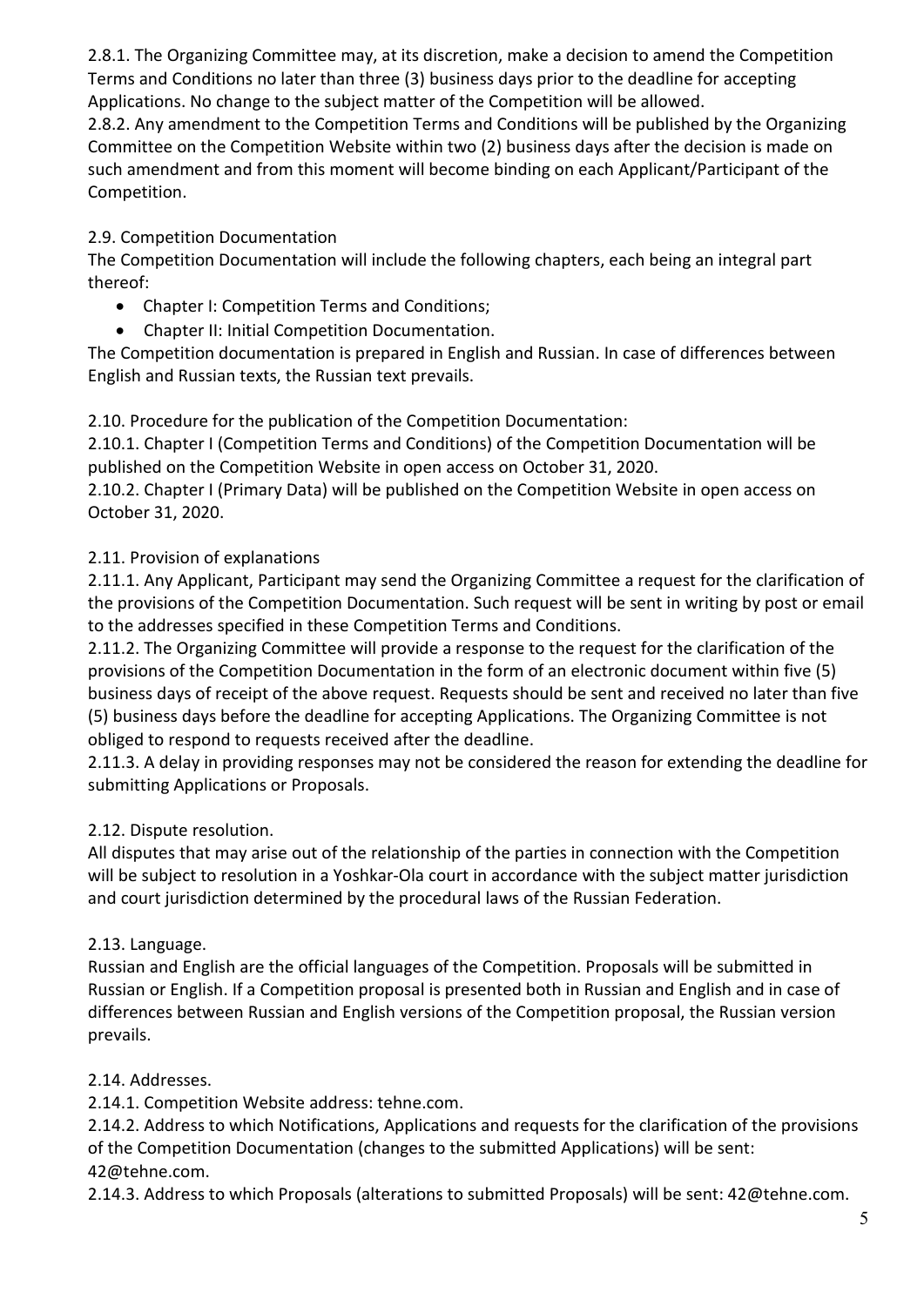2.8.1. The Organizing Committee may, at its discretion, make a decision to amend the Competition Terms and Conditions no later than three (3) business days prior to the deadline for accepting Applications. No change to the subject matter of the Competition will be allowed.

2.8.2. Any amendment to the Competition Terms and Conditions will be published by the Organizing Committee on the Competition Website within two (2) business days after the decision is made on such amendment and from this moment will become binding on each Applicant/Participant of the Competition.

2.9. Competition Documentation

The Competition Documentation will include the following chapters, each being an integral part thereof:

- Chapter I: Competition Terms and Conditions;
- Chapter II: Initial Competition Documentation.

The Competition documentation is prepared in English and Russian. In case of differences between English and Russian texts, the Russian text prevails.

2.10. Procedure for the publication of the Competition Documentation:

2.10.1. Chapter I (Competition Terms and Conditions) of the Competition Documentation will be published on the Competition Website in open access on October 31, 2020.

2.10.2. Chapter I (Primary Data) will be published on the Competition Website in open access on October 31, 2020.

2.11. Provision of explanations

2.11.1. Any Applicant, Participant may send the Organizing Committee a request for the clarification of the provisions of the Competition Documentation. Such request will be sent in writing by post or email to the addresses specified in these Competition Terms and Conditions.

2.11.2. The Organizing Committee will provide a response to the request for the clarification of the provisions of the Competition Documentation in the form of an electronic document within five (5) business days of receipt of the above request. Requests should be sent and received no later than five (5) business days before the deadline for accepting Applications. The Organizing Committee is not obliged to respond to requests received after the deadline.

2.11.3. A delay in providing responses may not be considered the reason for extending the deadline for submitting Applications or Proposals.

2.12. Dispute resolution.

All disputes that may arise out of the relationship of the parties in connection with the Competition will be subject to resolution in a Yoshkar-Ola court in accordance with the subject matter jurisdiction and court jurisdiction determined by the procedural laws of the Russian Federation.

2.13. Language.

Russian and English are the official languages of the Competition. Proposals will be submitted in Russian or English. If a Competition proposal is presented both in Russian and English and in case of differences between Russian and English versions of the Competition proposal, the Russian version prevails.

2.14. Addresses.

2.14.1. Competition Website address: tehne.com.

2.14.2. Address to which Notifications, Applications and requests for the clarification of the provisions of the Competition Documentation (changes to the submitted Applications) will be sent: 42@tehne.com.

2.14.3. Address to which Proposals (alterations to submitted Proposals) will be sent: 42@tehne.com.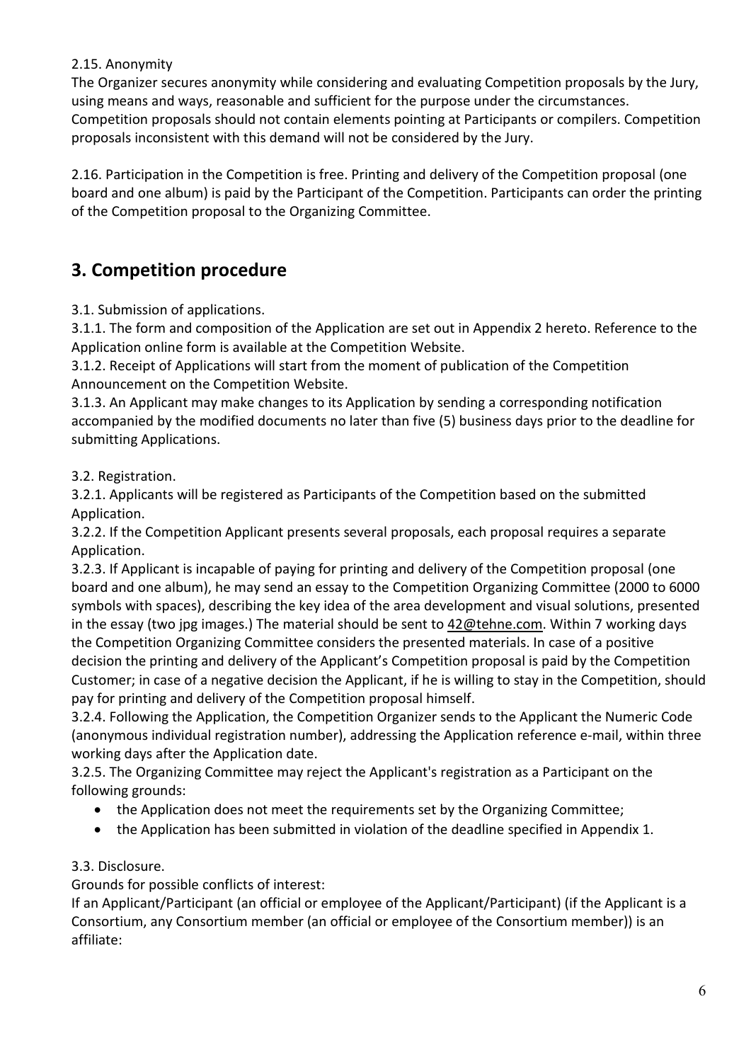2.15. Anonymity

The Organizer secures anonymity while considering and evaluating Competition proposals by the Jury, using means and ways, reasonable and sufficient for the purpose under the circumstances. Competition proposals should not contain elements pointing at Participants or compilers. Competition proposals inconsistent with this demand will not be considered by the Jury.

2.16. Participation in the Competition is free. Printing and delivery of the Competition proposal (one board and one album) is paid by the Participant of the Competition. Participants can order the printing of the Competition proposal to the Organizing Committee.

## 3. Competition procedure

3.1. Submission of applications.

3.1.1. The form and composition of the Application are set out in Appendix 2 hereto. Reference to the Application online form is available at the Competition Website.

3.1.2. Receipt of Applications will start from the moment of publication of the Competition Announcement on the Competition Website.

3.1.3. An Applicant may make changes to its Application by sending a corresponding notification accompanied by the modified documents no later than five (5) business days prior to the deadline for submitting Applications.

3.2. Registration.

3.2.1. Applicants will be registered as Participants of the Competition based on the submitted Application.

3.2.2. If the Competition Applicant presents several proposals, each proposal requires a separate Application.

3.2.3. If Applicant is incapable of paying for printing and delivery of the Competition proposal (one board and one album), he may send an essay to the Competition Organizing Committee (2000 to 6000 symbols with spaces), describing the key idea of the area development and visual solutions, presented in the essay (two jpg images.) The material should be sent to 42@tehne.com. Within 7 working days the Competition Organizing Committee considers the presented materials. In case of a positive decision the printing and delivery of the Applicant's Competition proposal is paid by the Competition Customer; in case of a negative decision the Applicant, if he is willing to stay in the Competition, should pay for printing and delivery of the Competition proposal himself.

3.2.4. Following the Application, the Competition Organizer sends to the Applicant the Numeric Code (anonymous individual registration number), addressing the Application reference e-mail, within three working days after the Application date.

3.2.5. The Organizing Committee may reject the Applicant's registration as a Participant on the following grounds:

- the Application does not meet the requirements set by the Organizing Committee;
- the Application has been submitted in violation of the deadline specified in Appendix 1.

3.3. Disclosure.

Grounds for possible conflicts of interest:

If an Applicant/Participant (an official or employee of the Applicant/Participant) (if the Applicant is a Consortium, any Consortium member (an official or employee of the Consortium member)) is an affiliate: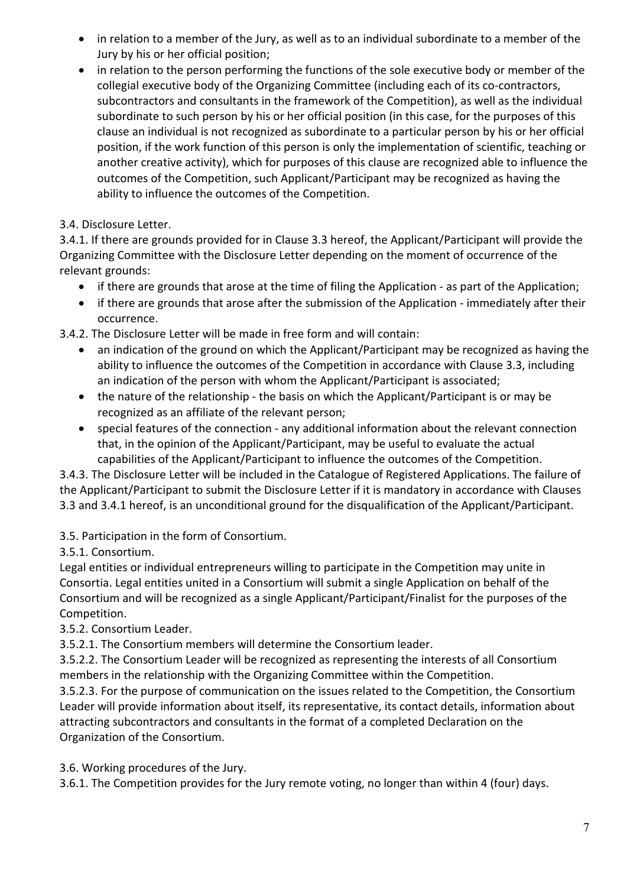- in relation to a member of the Jury, as well as to an individual subordinate to a member of the Jury by his or her official position;
- in relation to the person performing the functions of the sole executive body or member of the collegial executive body of the Organizing Committee (including each of its co-contractors, subcontractors and consultants in the framework of the Competition), as well as the individual subordinate to such person by his or her official position (in this case, for the purposes of this clause an individual is not recognized as subordinate to a particular person by his or her official position, if the work function of this person is only the implementation of scientific, teaching or another creative activity), which for purposes of this clause are recognized able to influence the outcomes of the Competition, such Applicant/Participant may be recognized as having the ability to influence the outcomes of the Competition.

3.4. Disclosure Letter.

3.4.1. If there are grounds provided for in Clause 3.3 hereof, the Applicant/Participant will provide the Organizing Committee with the Disclosure Letter depending on the moment of occurrence of the relevant grounds:

- if there are grounds that arose at the time of filing the Application - as part of the Application;
- if there are grounds that arose after the submission of the Application - immediately after their occurrence.

3.4.2. The Disclosure Letter will be made in free form and will contain:

- an indication of the ground on which the Applicant/Participant may be recognized as having the ability to influence the outcomes of the Competition in accordance with Clause 3.3, including an indication of the person with whom the Applicant/Participant is associated;
- the nature of the relationship - the basis on which the Applicant/Participant is or may be recognized as an affiliate of the relevant person;
- special features of the connection - any additional information about the relevant connection that, in the opinion of the Applicant/Participant, may be useful to evaluate the actual capabilities of the Applicant/Participant to influence the outcomes of the Competition.

3.4.3. The Disclosure Letter will be included in the Catalogue of Registered Applications. The failure of the Applicant/Participant to submit the Disclosure Letter if it is mandatory in accordance with Clauses 3.3 and 3.4.1 hereof, is an unconditional ground for the disqualification of the Applicant/Participant.

3.5. Participation in the form of Consortium.

3.5.1. Consortium.

Legal entities or individual entrepreneurs willing to participate in the Competition may unite in Consortia. Legal entities united in a Consortium will submit a single Application on behalf of the Consortium and will be recognized as a single Applicant/Participant/Finalist for the purposes of the Competition.

3.5.2. Consortium Leader.

3.5.2.1. The Consortium members will determine the Consortium leader.

3.5.2.2. The Consortium Leader will be recognized as representing the interests of all Consortium members in the relationship with the Organizing Committee within the Competition.

3.5.2.3. For the purpose of communication on the issues related to the Competition, the Consortium Leader will provide information about itself, its representative, its contact details, information about attracting subcontractors and consultants in the format of a completed Declaration on the Organization of the Consortium.

3.6. Working procedures of the Jury.

3.6.1. The Competition provides for the Jury remote voting, no longer than within 4 (four) days.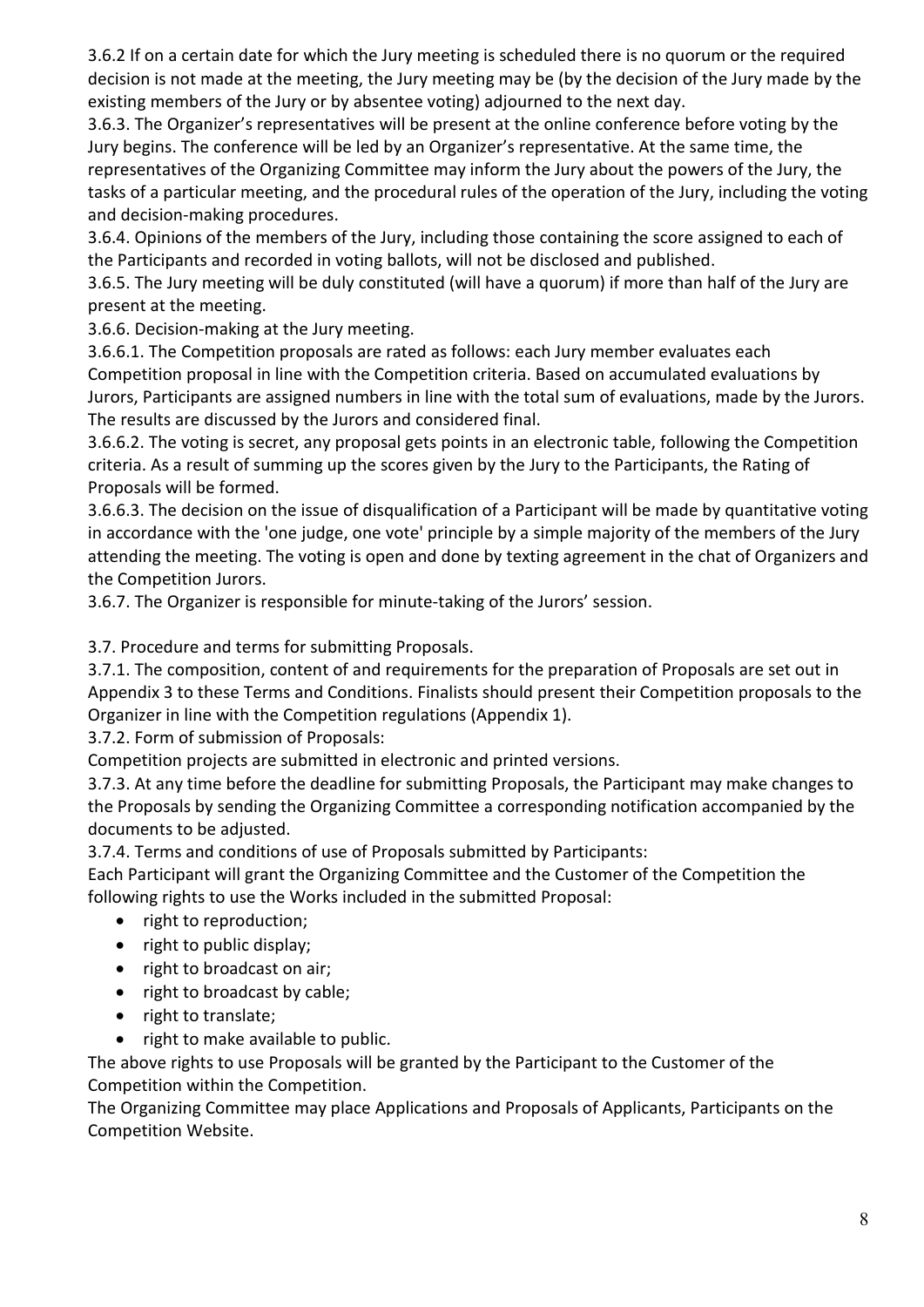3.6.2 If on a certain date for which the Jury meeting is scheduled there is no quorum or the required decision is not made at the meeting, the Jury meeting may be (by the decision of the Jury made by the existing members of the Jury or by absentee voting) adjourned to the next day.

3.6.3. The Organizer's representatives will be present at the online conference before voting by the Jury begins. The conference will be led by an Organizer's representative. At the same time, the representatives of the Organizing Committee may inform the Jury about the powers of the Jury, the tasks of a particular meeting, and the procedural rules of the operation of the Jury, including the voting and decision-making procedures.

3.6.4. Opinions of the members of the Jury, including those containing the score assigned to each of the Participants and recorded in voting ballots, will not be disclosed and published.

3.6.5. The Jury meeting will be duly constituted (will have a quorum) if more than half of the Jury are present at the meeting.

3.6.6. Decision-making at the Jury meeting.

3.6.6.1. The Competition proposals are rated as follows: each Jury member evaluates each Competition proposal in line with the Competition criteria. Based on accumulated evaluations by Jurors, Participants are assigned numbers in line with the total sum of evaluations, made by the Jurors. The results are discussed by the Jurors and considered final.

3.6.6.2. The voting is secret, any proposal gets points in an electronic table, following the Competition criteria. As a result of summing up the scores given by the Jury to the Participants, the Rating of Proposals will be formed.

3.6.6.3. The decision on the issue of disqualification of a Participant will be made by quantitative voting in accordance with the 'one judge, one vote' principle by a simple majority of the members of the Jury attending the meeting. The voting is open and done by texting agreement in the chat of Organizers and the Competition Jurors.

3.6.7. The Organizer is responsible for minute-taking of the Jurors' session.

3.7. Procedure and terms for submitting Proposals.

3.7.1. The composition, content of and requirements for the preparation of Proposals are set out in Appendix 3 to these Terms and Conditions. Finalists should present their Competition proposals to the Organizer in line with the Competition regulations (Appendix 1).

3.7.2. Form of submission of Proposals:

Competition projects are submitted in electronic and printed versions.

3.7.3. At any time before the deadline for submitting Proposals, the Participant may make changes to the Proposals by sending the Organizing Committee a corresponding notification accompanied by the documents to be adjusted.

3.7.4. Terms and conditions of use of Proposals submitted by Participants:

Each Participant will grant the Organizing Committee and the Customer of the Competition the following rights to use the Works included in the submitted Proposal:

- right to reproduction;
- right to public display;
- right to broadcast on air;
- right to broadcast by cable;
- right to translate;
- right to make available to public.

The above rights to use Proposals will be granted by the Participant to the Customer of the Competition within the Competition.

The Organizing Committee may place Applications and Proposals of Applicants, Participants on the Competition Website.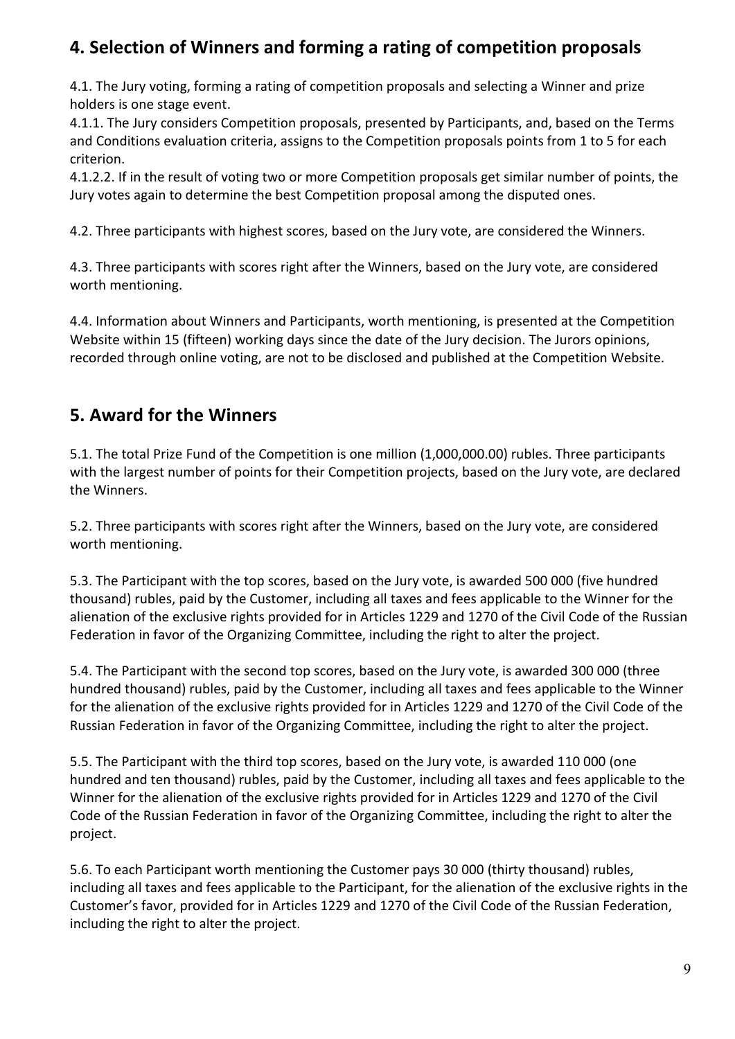## 4. Selection of Winners and forming a rating of competition proposals

4.1. The Jury voting, forming a rating of competition proposals and selecting a Winner and prize holders is one stage event.
4.1.1. The Jury considers Competition proposals, presented by Participants, and, based on the Terms and Conditions evaluation criteria, assigns to the Competition proposals points from 1 to 5 for each criterion.
4.1.2.2. If in the result of voting two or more Competition proposals get similar number of points, the Jury votes again to determine the best Competition proposal among the disputed ones.

4.2. Three participants with highest scores, based on the Jury vote, are considered the Winners.

4.3. Three participants with scores right after the Winners, based on the Jury vote, are considered worth mentioning.

4.4. Information about Winners and Participants, worth mentioning, is presented at the Competition Website within 15 (fifteen) working days since the date of the Jury decision. The Jurors opinions, recorded through online voting, are not to be disclosed and published at the Competition Website.

## 5. Award for the Winners

5.1. The total Prize Fund of the Competition is one million (1,000,000.00) rubles. Three participants with the largest number of points for their Competition projects, based on the Jury vote, are declared the Winners.

5.2. Three participants with scores right after the Winners, based on the Jury vote, are considered worth mentioning.

5.3. The Participant with the top scores, based on the Jury vote, is awarded 500 000 (five hundred thousand) rubles, paid by the Customer, including all taxes and fees applicable to the Winner for the alienation of the exclusive rights provided for in Articles 1229 and 1270 of the Civil Code of the Russian Federation in favor of the Organizing Committee, including the right to alter the project.

5.4. The Participant with the second top scores, based on the Jury vote, is awarded 300 000 (three hundred thousand) rubles, paid by the Customer, including all taxes and fees applicable to the Winner for the alienation of the exclusive rights provided for in Articles 1229 and 1270 of the Civil Code of the Russian Federation in favor of the Organizing Committee, including the right to alter the project.

5.5. The Participant with the third top scores, based on the Jury vote, is awarded 110 000 (one hundred and ten thousand) rubles, paid by the Customer, including all taxes and fees applicable to the Winner for the alienation of the exclusive rights provided for in Articles 1229 and 1270 of the Civil Code of the Russian Federation in favor of the Organizing Committee, including the right to alter the project.

5.6. To each Participant worth mentioning the Customer pays 30 000 (thirty thousand) rubles, including all taxes and fees applicable to the Participant, for the alienation of the exclusive rights in the Customer's favor, provided for in Articles 1229 and 1270 of the Civil Code of the Russian Federation, including the right to alter the project.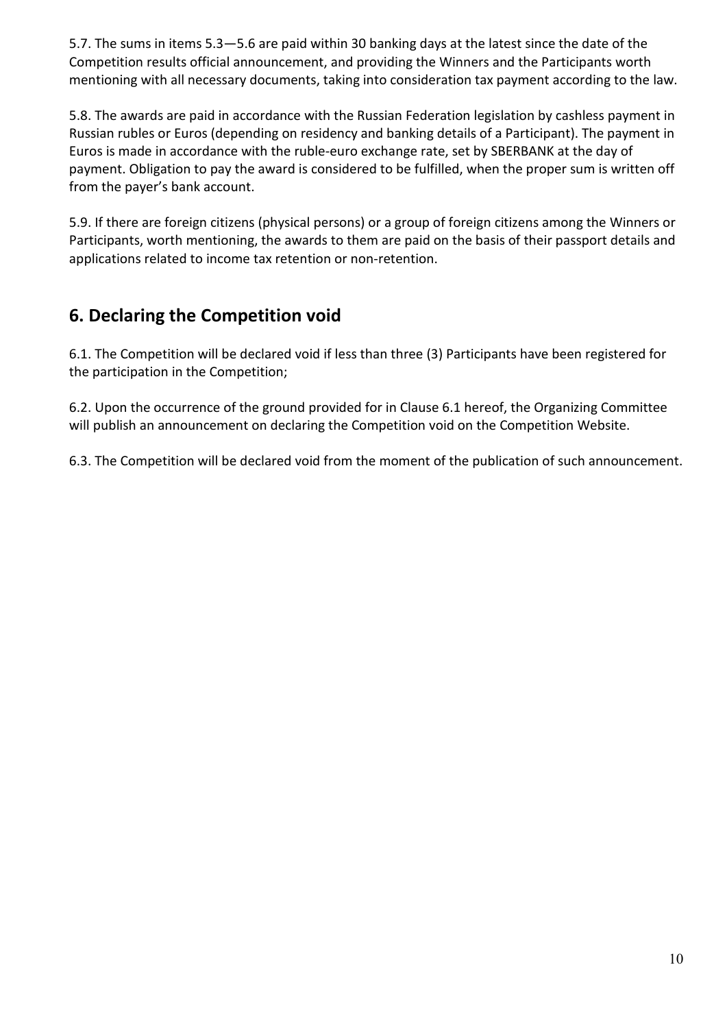5.7. The sums in items 5.3—5.6 are paid within 30 banking days at the latest since the date of the Competition results official announcement, and providing the Winners and the Participants worth mentioning with all necessary documents, taking into consideration tax payment according to the law.

5.8. The awards are paid in accordance with the Russian Federation legislation by cashless payment in Russian rubles or Euros (depending on residency and banking details of a Participant). The payment in Euros is made in accordance with the ruble-euro exchange rate, set by SBERBANK at the day of payment. Obligation to pay the award is considered to be fulfilled, when the proper sum is written off from the payer's bank account.

5.9. If there are foreign citizens (physical persons) or a group of foreign citizens among the Winners or Participants, worth mentioning, the awards to them are paid on the basis of their passport details and applications related to income tax retention or non-retention.

## 6. Declaring the Competition void

6.1. The Competition will be declared void if less than three (3) Participants have been registered for the participation in the Competition;

6.2. Upon the occurrence of the ground provided for in Clause 6.1 hereof, the Organizing Committee will publish an announcement on declaring the Competition void on the Competition Website.

6.3. The Competition will be declared void from the moment of the publication of such announcement.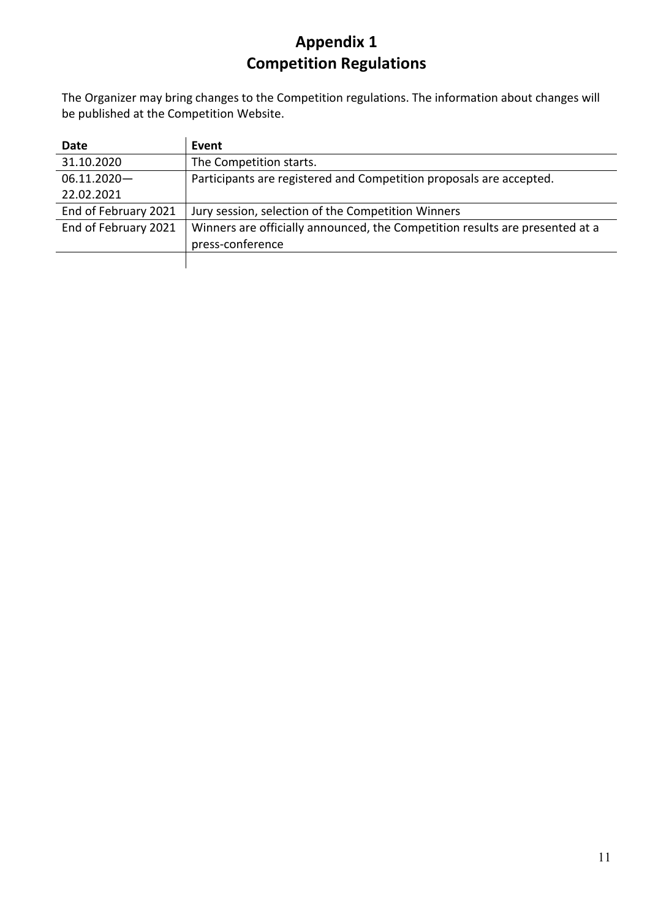# Appendix 1
# Competition Regulations

The Organizer may bring changes to the Competition regulations. The information about changes will be published at the Competition Website.

| Date | Event |
|---|---|
| 31.10.2020 | The Competition starts. |
| 06.11.2020—22.02.2021 | Participants are registered and Competition proposals are accepted. |
| End of February 2021 | Jury session, selection of the Competition Winners |
| End of February 2021 | Winners are officially announced, the Competition results are presented at a press-conference |
| | |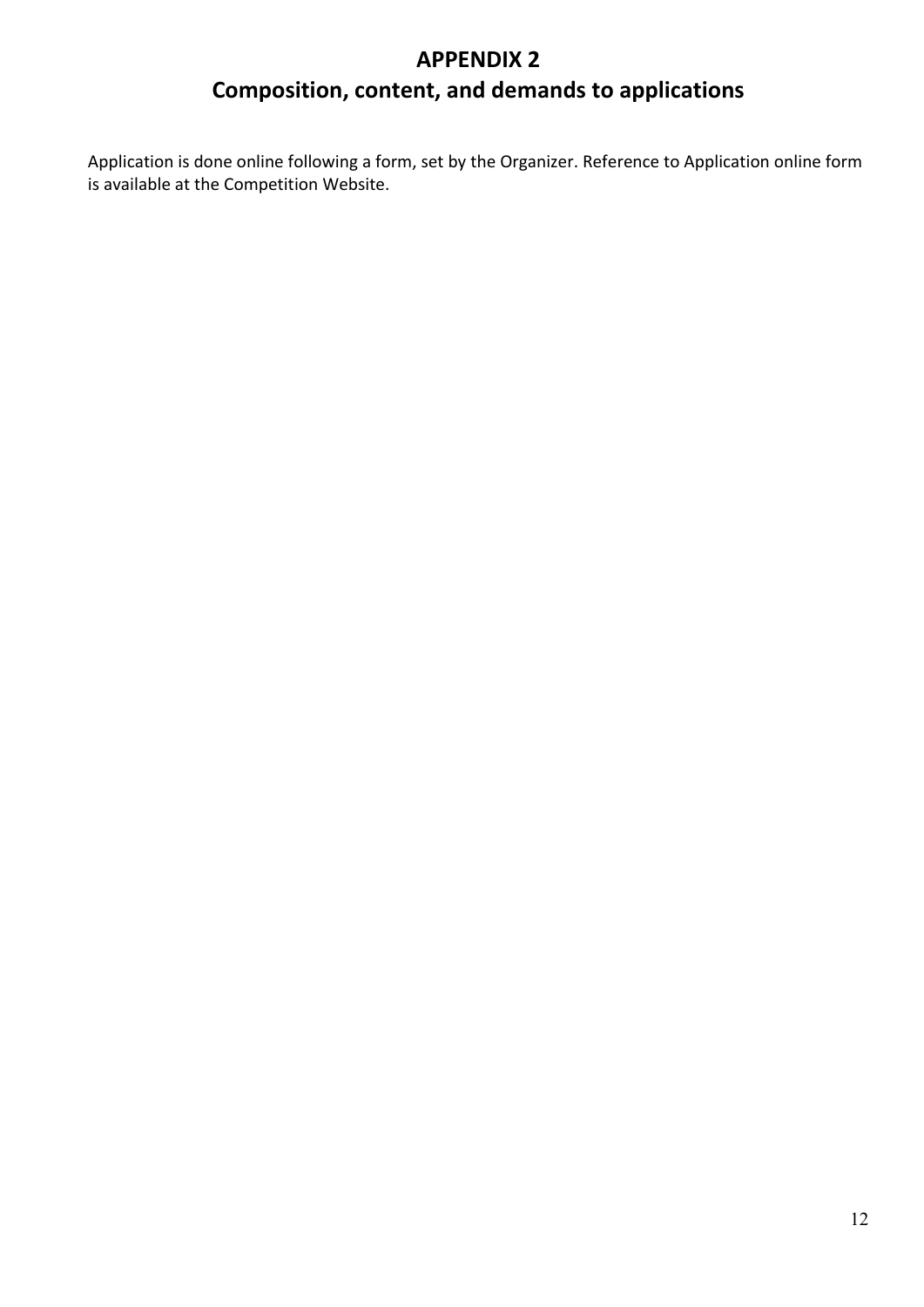# APPENDIX 2
# Composition, content, and demands to applications

Application is done online following a form, set by the Organizer. Reference to Application online form is available at the Competition Website.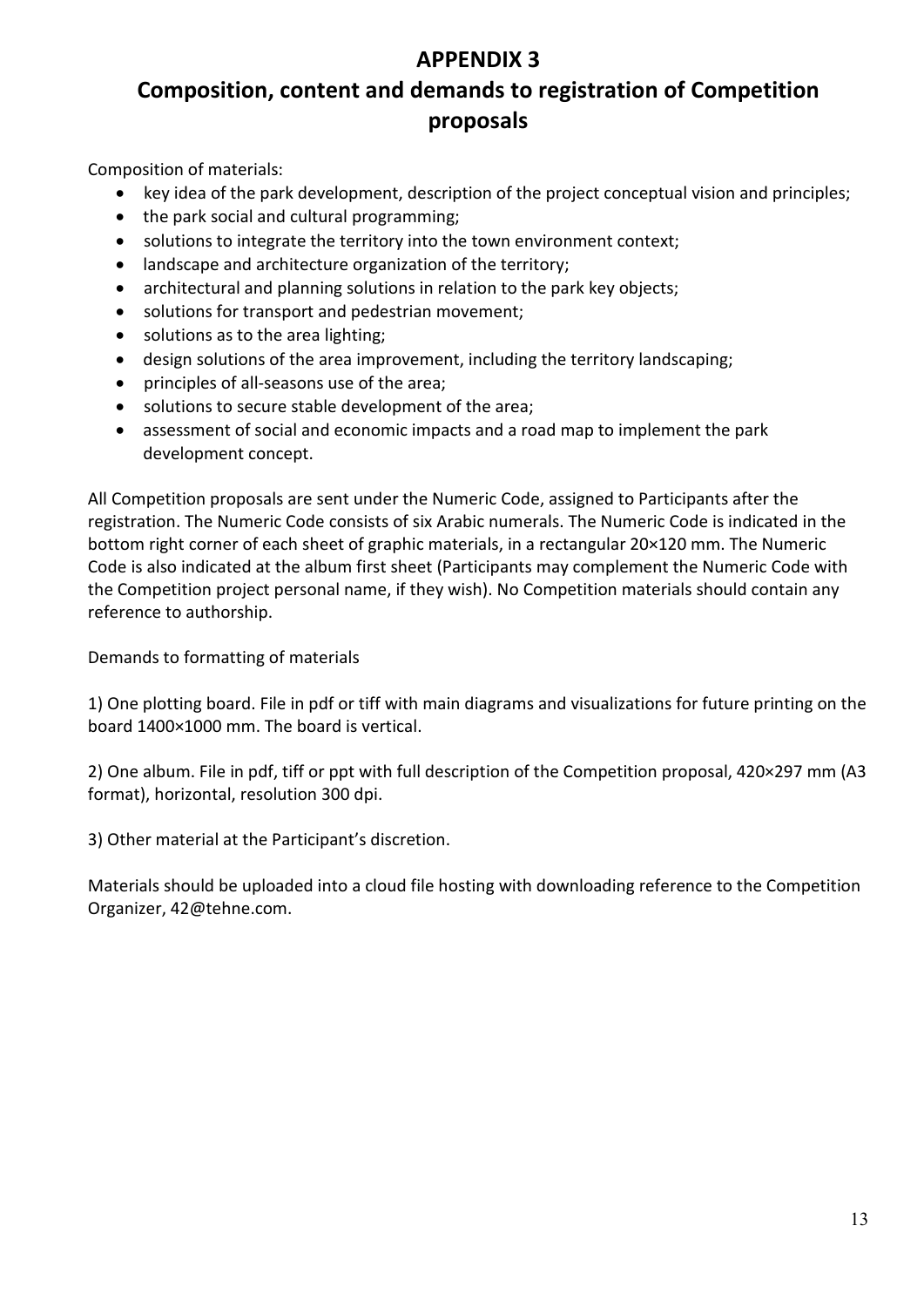# APPENDIX 3

## Composition, content and demands to registration of Competition proposals

Composition of materials:

- key idea of the park development, description of the project conceptual vision and principles;
- the park social and cultural programming;
- solutions to integrate the territory into the town environment context;
- landscape and architecture organization of the territory;
- architectural and planning solutions in relation to the park key objects;
- solutions for transport and pedestrian movement;
- solutions as to the area lighting;
- design solutions of the area improvement, including the territory landscaping;
- principles of all-seasons use of the area;
- solutions to secure stable development of the area;
- assessment of social and economic impacts and a road map to implement the park development concept.

All Competition proposals are sent under the Numeric Code, assigned to Participants after the registration. The Numeric Code consists of six Arabic numerals. The Numeric Code is indicated in the bottom right corner of each sheet of graphic materials, in a rectangular 20×120 mm. The Numeric Code is also indicated at the album first sheet (Participants may complement the Numeric Code with the Competition project personal name, if they wish). No Competition materials should contain any reference to authorship.

Demands to formatting of materials

1) One plotting board. File in pdf or tiff with main diagrams and visualizations for future printing on the board 1400×1000 mm. The board is vertical.

2) One album. File in pdf, tiff or ppt with full description of the Competition proposal, 420×297 mm (A3 format), horizontal, resolution 300 dpi.

3) Other material at the Participant's discretion.

Materials should be uploaded into a cloud file hosting with downloading reference to the Competition Organizer, 42@tehne.com.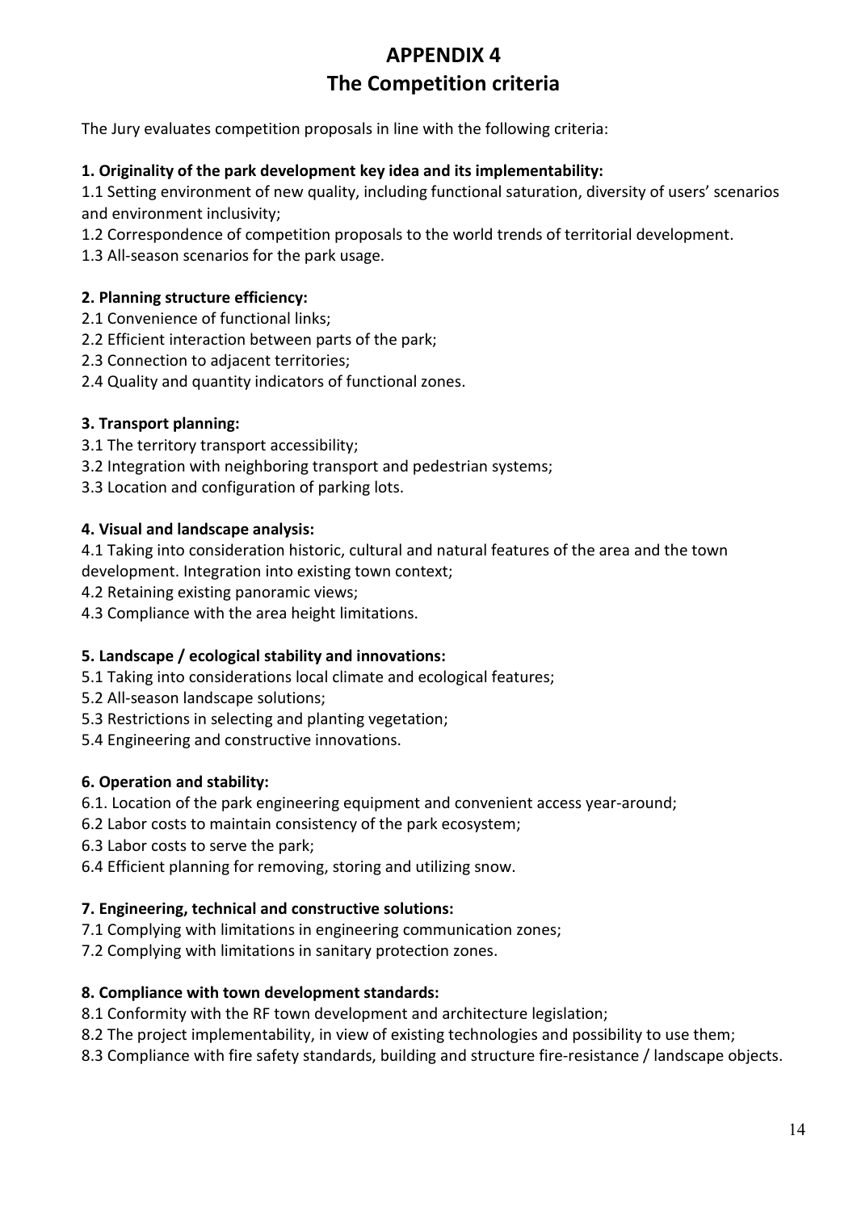# APPENDIX 4
# The Competition criteria

The Jury evaluates competition proposals in line with the following criteria:

**1. Originality of the park development key idea and its implementability:**

1.1 Setting environment of new quality, including functional saturation, diversity of users' scenarios and environment inclusivity;
1.2 Correspondence of competition proposals to the world trends of territorial development.
1.3 All-season scenarios for the park usage.

**2. Planning structure efficiency:**

2.1 Convenience of functional links;
2.2 Efficient interaction between parts of the park;
2.3 Connection to adjacent territories;
2.4 Quality and quantity indicators of functional zones.

**3. Transport planning:**

3.1 The territory transport accessibility;
3.2 Integration with neighboring transport and pedestrian systems;
3.3 Location and configuration of parking lots.

**4. Visual and landscape analysis:**

4.1 Taking into consideration historic, cultural and natural features of the area and the town development. Integration into existing town context;
4.2 Retaining existing panoramic views;
4.3 Compliance with the area height limitations.

**5. Landscape / ecological stability and innovations:**

5.1 Taking into considerations local climate and ecological features;
5.2 All-season landscape solutions;
5.3 Restrictions in selecting and planting vegetation;
5.4 Engineering and constructive innovations.

**6. Operation and stability:**

6.1. Location of the park engineering equipment and convenient access year-around;
6.2 Labor costs to maintain consistency of the park ecosystem;
6.3 Labor costs to serve the park;
6.4 Efficient planning for removing, storing and utilizing snow.

**7. Engineering, technical and constructive solutions:**

7.1 Complying with limitations in engineering communication zones;
7.2 Complying with limitations in sanitary protection zones.

**8. Compliance with town development standards:**

8.1 Conformity with the RF town development and architecture legislation;
8.2 The project implementability, in view of existing technologies and possibility to use them;
8.3 Compliance with fire safety standards, building and structure fire-resistance / landscape objects.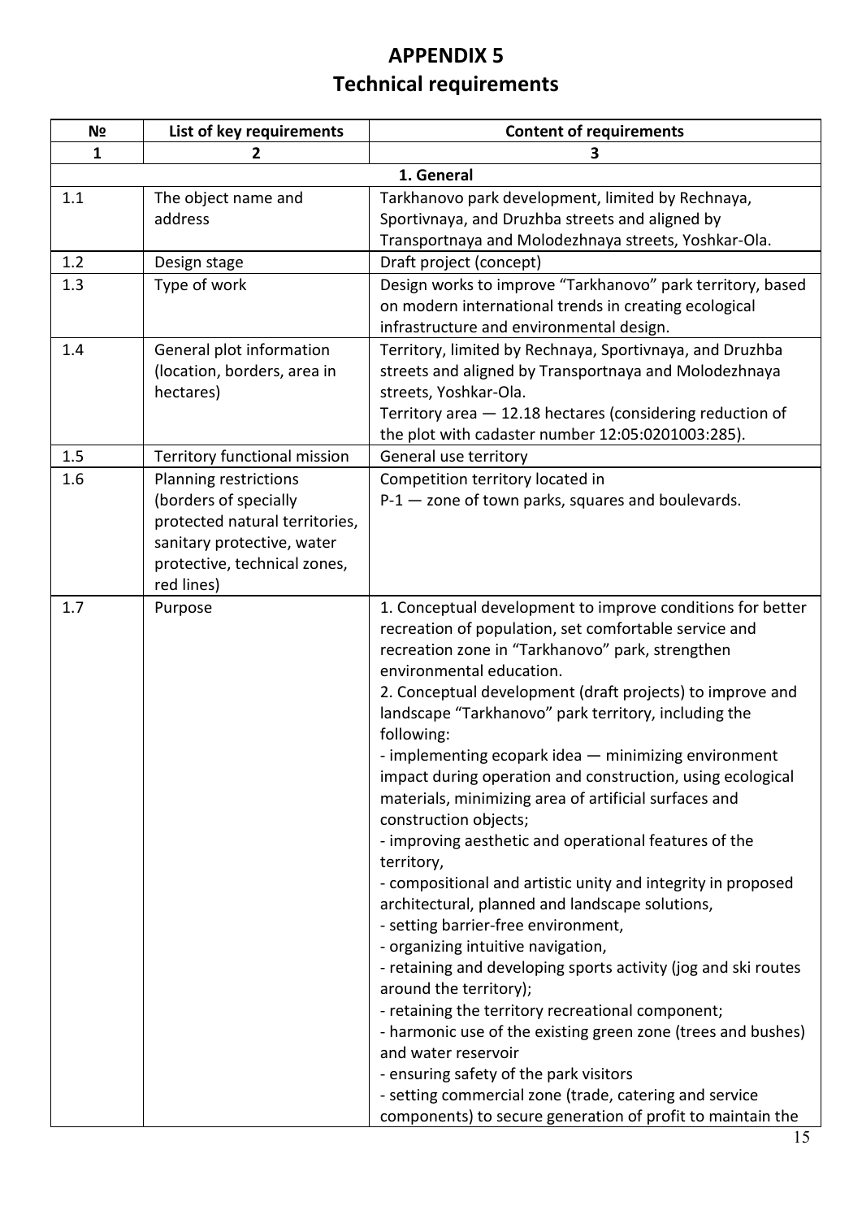# APPENDIX 5
# Technical requirements

| № | List of key requirements | Content of requirements |
|---|---|---|
| 1 | 2 | 3 |
| | | **1. General** |
| 1.1 | The object name and address | Tarkhanovo park development, limited by Rechnaya, Sportivnaya, and Druzhba streets and aligned by Transportnaya and Molodezhnaya streets, Yoshkar-Ola. |
| 1.2 | Design stage | Draft project (concept) |
| 1.3 | Type of work | Design works to improve "Tarkhanovo" park territory, based on modern international trends in creating ecological infrastructure and environmental design. |
| 1.4 | General plot information (location, borders, area in hectares) | Territory, limited by Rechnaya, Sportivnaya, and Druzhba streets and aligned by Transportnaya and Molodezhnaya streets, Yoshkar-Ola.<br>Territory area — 12.18 hectares (considering reduction of the plot with cadaster number 12:05:0201003:285). |
| 1.5 | Territory functional mission | General use territory |
| 1.6 | Planning restrictions (borders of specially protected natural territories, sanitary protective, water protective, technical zones, red lines) | Competition territory located in<br>P-1 — zone of town parks, squares and boulevards. |
| 1.7 | Purpose | 1. Conceptual development to improve conditions for better recreation of population, set comfortable service and recreation zone in "Tarkhanovo" park, strengthen environmental education.<br>2. Conceptual development (draft projects) to improve and landscape "Tarkhanovo" park territory, including the following:<br>- implementing ecopark idea — minimizing environment impact during operation and construction, using ecological materials, minimizing area of artificial surfaces and construction objects;<br>- improving aesthetic and operational features of the territory,<br>- compositional and artistic unity and integrity in proposed architectural, planned and landscape solutions,<br>- setting barrier-free environment,<br>- organizing intuitive navigation,<br>- retaining and developing sports activity (jog and ski routes around the territory);<br>- retaining the territory recreational component;<br>- harmonic use of the existing green zone (trees and bushes) and water reservoir<br>- ensuring safety of the park visitors<br>- setting commercial zone (trade, catering and service components) to secure generation of profit to maintain the |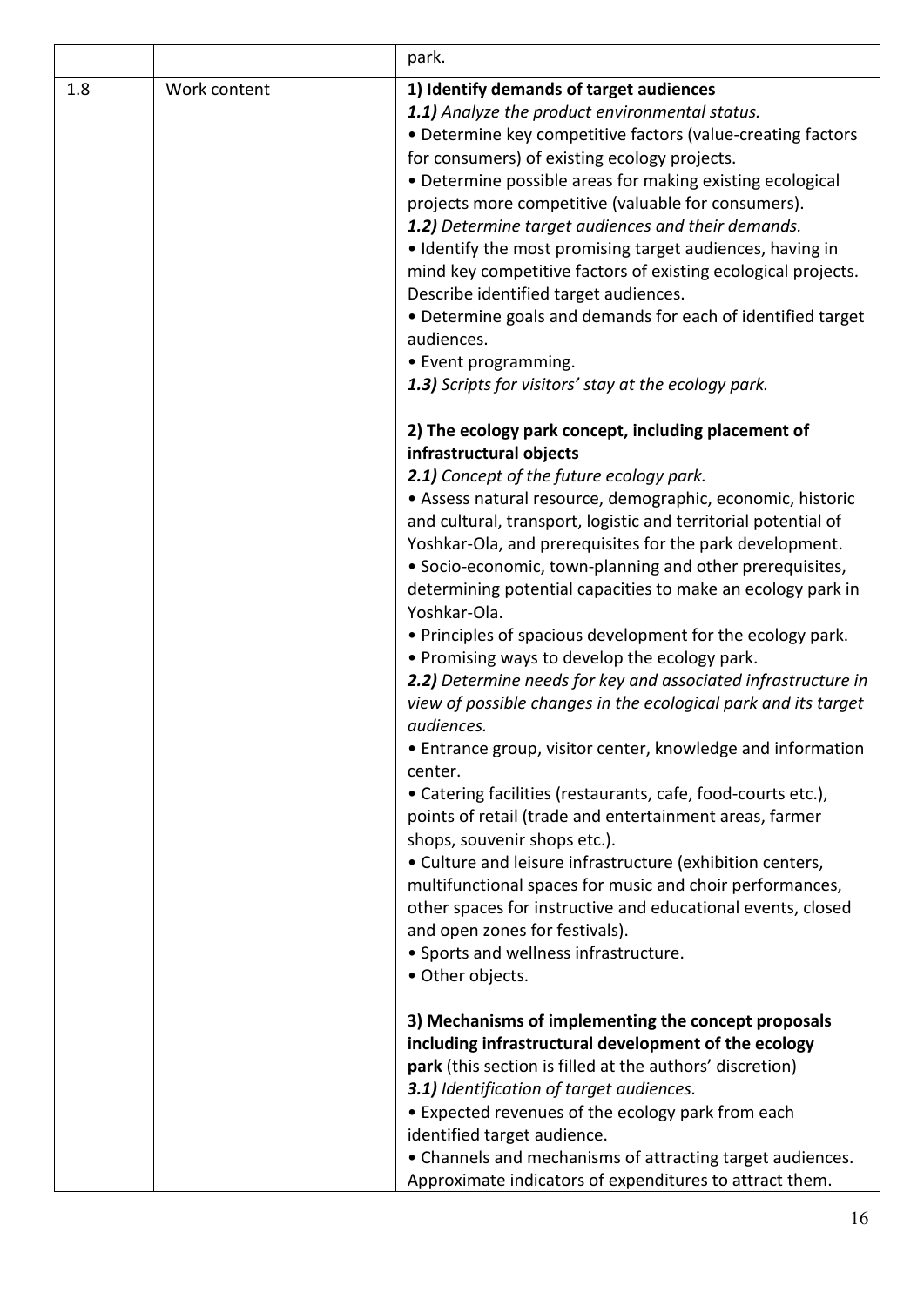|  |  | park. |
|---|---|---|
| 1.8 | Work content | **1) Identify demands of target audiences**<br>***1.1)*** *Analyze the product environmental status.*<br>• Determine key competitive factors (value-creating factors for consumers) of existing ecology projects.<br>• Determine possible areas for making existing ecological projects more competitive (valuable for consumers).<br>***1.2)*** *Determine target audiences and their demands.*<br>• Identify the most promising target audiences, having in mind key competitive factors of existing ecological projects. Describe identified target audiences.<br>• Determine goals and demands for each of identified target audiences.<br>• Event programming.<br>***1.3)*** *Scripts for visitors' stay at the ecology park.*<br><br>**2) The ecology park concept, including placement of infrastructural objects**<br>***2.1)*** *Concept of the future ecology park.*<br>• Assess natural resource, demographic, economic, historic and cultural, transport, logistic and territorial potential of Yoshkar-Ola, and prerequisites for the park development.<br>• Socio-economic, town-planning and other prerequisites, determining potential capacities to make an ecology park in Yoshkar-Ola.<br>• Principles of spacious development for the ecology park.<br>• Promising ways to develop the ecology park.<br>***2.2)*** *Determine needs for key and associated infrastructure in view of possible changes in the ecological park and its target audiences.*<br>• Entrance group, visitor center, knowledge and information center.<br>• Catering facilities (restaurants, cafe, food-courts etc.), points of retail (trade and entertainment areas, farmer shops, souvenir shops etc.).<br>• Culture and leisure infrastructure (exhibition centers, multifunctional spaces for music and choir performances, other spaces for instructive and educational events, closed and open zones for festivals).<br>• Sports and wellness infrastructure.<br>• Other objects.<br><br>**3) Mechanisms of implementing the concept proposals including infrastructural development of the ecology park** (this section is filled at the authors' discretion)<br>***3.1)*** *Identification of target audiences.*<br>• Expected revenues of the ecology park from each identified target audience.<br>• Channels and mechanisms of attracting target audiences. Approximate indicators of expenditures to attract them. |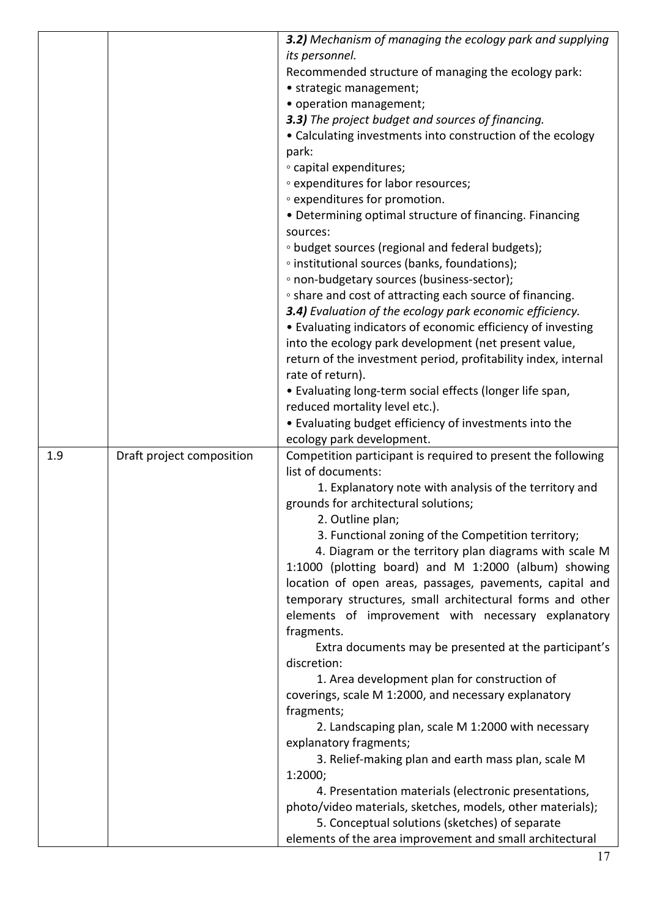| | | |
|---|---|---|
| | | ***3.2)*** *Mechanism of managing the ecology park and supplying its personnel.*<br>Recommended structure of managing the ecology park:<br>• strategic management;<br>• operation management;<br>***3.3)*** *The project budget and sources of financing.*<br>• Calculating investments into construction of the ecology park:<br>◦ capital expenditures;<br>◦ expenditures for labor resources;<br>◦ expenditures for promotion.<br>• Determining optimal structure of financing. Financing sources:<br>◦ budget sources (regional and federal budgets);<br>◦ institutional sources (banks, foundations);<br>◦ non-budgetary sources (business-sector);<br>◦ share and cost of attracting each source of financing.<br>***3.4)*** *Evaluation of the ecology park economic efficiency.*<br>• Evaluating indicators of economic efficiency of investing into the ecology park development (net present value, return of the investment period, profitability index, internal rate of return).<br>• Evaluating long-term social effects (longer life span, reduced mortality level etc.).<br>• Evaluating budget efficiency of investments into the ecology park development. |
| 1.9 | Draft project composition | Competition participant is required to present the following list of documents:<br>1. Explanatory note with analysis of the territory and grounds for architectural solutions;<br>2. Outline plan;<br>3. Functional zoning of the Competition territory;<br>4. Diagram or the territory plan diagrams with scale M 1:1000 (plotting board) and M 1:2000 (album) showing location of open areas, passages, pavements, capital and temporary structures, small architectural forms and other elements of improvement with necessary explanatory fragments.<br>Extra documents may be presented at the participant's discretion:<br>1. Area development plan for construction of coverings, scale M 1:2000, and necessary explanatory fragments;<br>2. Landscaping plan, scale M 1:2000 with necessary explanatory fragments;<br>3. Relief-making plan and earth mass plan, scale M 1:2000;<br>4. Presentation materials (electronic presentations, photo/video materials, sketches, models, other materials);<br>5. Conceptual solutions (sketches) of separate elements of the area improvement and small architectural |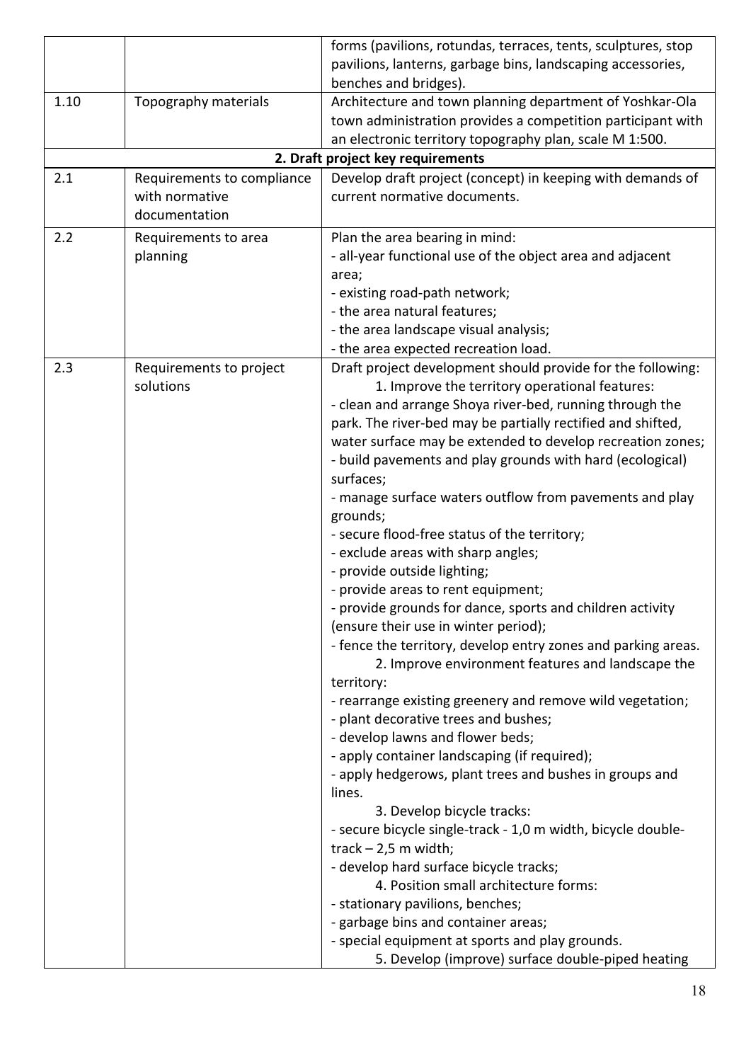|  |  | forms (pavilions, rotundas, terraces, tents, sculptures, stop pavilions, lanterns, garbage bins, landscaping accessories, benches and bridges). |
|---|---|---|
| 1.10 | Topography materials | Architecture and town planning department of Yoshkar-Ola town administration provides a competition participant with an electronic territory topography plan, scale M 1:500. |
| **2. Draft project key requirements** | | |
| 2.1 | Requirements to compliance with normative documentation | Develop draft project (concept) in keeping with demands of current normative documents. |
| 2.2 | Requirements to area planning | Plan the area bearing in mind:<br>- all-year functional use of the object area and adjacent area;<br>- existing road-path network;<br>- the area natural features;<br>- the area landscape visual analysis;<br>- the area expected recreation load. |
| 2.3 | Requirements to project solutions | Draft project development should provide for the following:<br>1. Improve the territory operational features:<br>- clean and arrange Shoya river-bed, running through the park. The river-bed may be partially rectified and shifted, water surface may be extended to develop recreation zones;<br>- build pavements and play grounds with hard (ecological) surfaces;<br>- manage surface waters outflow from pavements and play grounds;<br>- secure flood-free status of the territory;<br>- exclude areas with sharp angles;<br>- provide outside lighting;<br>- provide areas to rent equipment;<br>- provide grounds for dance, sports and children activity (ensure their use in winter period);<br>- fence the territory, develop entry zones and parking areas.<br>2. Improve environment features and landscape the territory:<br>- rearrange existing greenery and remove wild vegetation;<br>- plant decorative trees and bushes;<br>- develop lawns and flower beds;<br>- apply container landscaping (if required);<br>- apply hedgerows, plant trees and bushes in groups and lines.<br>3. Develop bicycle tracks:<br>- secure bicycle single-track - 1,0 m width, bicycle double-track – 2,5 m width;<br>- develop hard surface bicycle tracks;<br>4. Position small architecture forms:<br>- stationary pavilions, benches;<br>- garbage bins and container areas;<br>- special equipment at sports and play grounds.<br>5. Develop (improve) surface double-piped heating |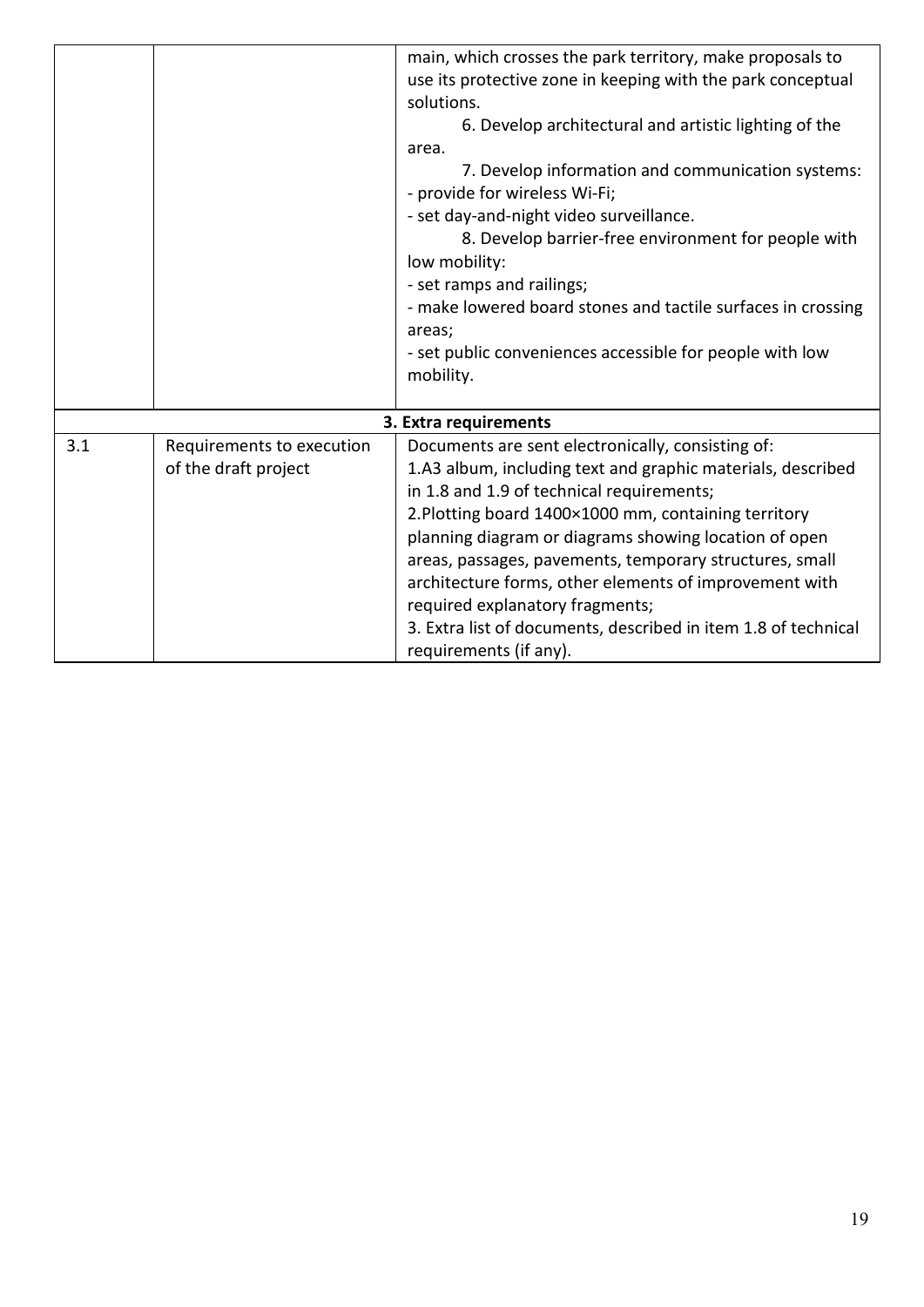| | | |
|---|---|---|
| | | main, which crosses the park territory, make proposals to use its protective zone in keeping with the park conceptual solutions.<br>6. Develop architectural and artistic lighting of the area.<br>7. Develop information and communication systems:<br>- provide for wireless Wi-Fi;<br>- set day-and-night video surveillance.<br>8. Develop barrier-free environment for people with low mobility:<br>- set ramps and railings;<br>- make lowered board stones and tactile surfaces in crossing areas;<br>- set public conveniences accessible for people with low mobility. |
| **3. Extra requirements** | | |
| 3.1 | Requirements to execution of the draft project | Documents are sent electronically, consisting of:<br>1.A3 album, including text and graphic materials, described in 1.8 and 1.9 of technical requirements;<br>2.Plotting board 1400×1000 mm, containing territory planning diagram or diagrams showing location of open areas, passages, pavements, temporary structures, small architecture forms, other elements of improvement with required explanatory fragments;<br>3. Extra list of documents, described in item 1.8 of technical requirements (if any). |